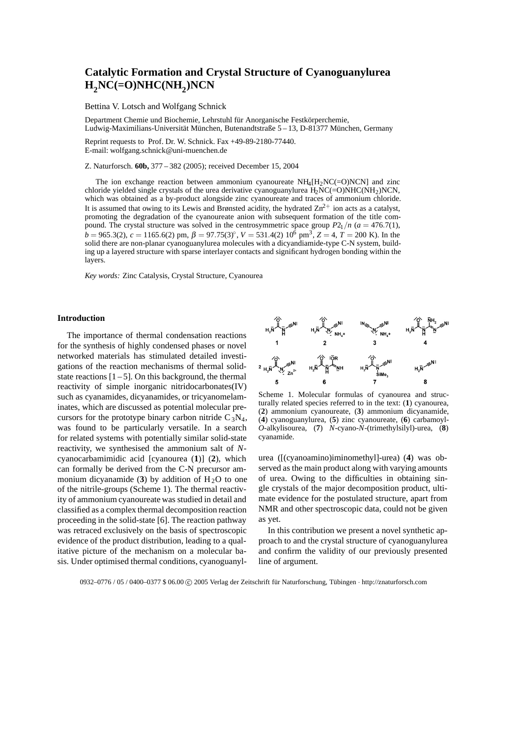# Catalytic Formation and Crystal Structure of Cyanoguanylurea $H_2NC(=O)NHC(NH_2)NCN$

Bettina V. Lotsch and Wolfgang Schnick

Department Chemie und Biochemie, Lehrstuhl für Anorganische Festkörperchemie, Ludwig-Maximilians-Universität München, Butenandtstraße 5 – 13, D-81377 München, Germany

Reprint requests to Prof. Dr. W. Schnick. Fax +49-89-2180-77440. E-mail: wolfgang.schnick@uni-muenchen.de

Z. Naturforsch. **60b,** 377 – 382 (2005); received December 15, 2004

The ion exchange reaction between ammonium cyanoureate $NH_4[H_2NC(=O)NCN]$ and zinc chloride yielded single crystals of the urea derivative cyanoguanylurea $H_2NC(=O)NHC(NH_2)NCN$, which was obtained as a by-product alongside zinc cyanoureate and traces of ammonium chloride. It is assumed that owing to its Lewis and Brønsted acidity, the hydrated $Zn^{2+}$ ion acts as a catalyst, promoting the degradation of the cyanoureate anion with subsequent formation of the title compound. The crystal structure was solved in the centrosymmetric space group $P2_1/n$ ($a = 476.7(1)$, $b = 965.3(2)$, $c = 1165.6(2)$ pm, $\beta = 97.75(3)^\circ$, $V = 531.4(2)\ 10^6\ \text{pm}^3$, $Z = 4$, $T = 200$ K). In the solid there are non-planar cyanoguanylurea molecules with a dicyandiamide-type C-N system, building up a layered structure with sparse interlayer contacts and significant hydrogen bonding within the layers.

*Key words:* Zinc Catalysis, Crystal Structure, Cyanourea

## Introduction

The importance of thermal condensation reactions for the synthesis of highly condensed phases or novel networked materials has stimulated detailed investigations of the reaction mechanisms of thermal solid-state reactions [1 – 5]. On this background, the thermal reactivity of simple inorganic nitridocarbonates(IV) such as cyanamides, dicyanamides, or tricyanomelaminates, which are discussed as potential molecular precursors for the prototype binary carbon nitride $C_3N_4$, was found to be particularly versatile. In a search for related systems with potentially similar solid-state reactivity, we synthesised the ammonium salt of *N*-cyanocarbamimidic acid [cyanourea (**1**)] (**2**), which can formally be derived from the C-N precursor ammonium dicyanamide (**3**) by addition of $H_2O$ to one of the nitrile-groups (Scheme 1). The thermal reactivity of ammonium cyanoureate was studied in detail and classified as a complex thermal decomposition reaction proceeding in the solid-state [6]. The reaction pathway was retraced exclusively on the basis of spectroscopic evidence of the product distribution, leading to a qualitative picture of the mechanism on a molecular basis. Under optimised thermal conditions, cyanoguanylurea ([(cyanoamino)iminomethyl]-urea) (**4**) was observed as the main product along with varying amounts of urea. Owing to the difficulties in obtaining single crystals of the major decomposition product, ultimate evidence for the postulated structure, apart from NMR and other spectroscopic data, could not be given as yet.

Scheme 1. Molecular formulas of cyanourea and structurally related species referred to in the text: (**1**) cyanourea, (**2**) ammonium cyanoureate, (**3**) ammonium dicyanamide, (**4**) cyanoguanylurea, (**5**) zinc cyanoureate, (**6**) carbamoyl-*O*-alkylisourea, (**7**) *N*-cyano-*N*-(trimethylsilyl)-urea, (**8**) cyanamide.

In this contribution we present a novel synthetic approach to and the crystal structure of cyanoguanylurea and confirm the validity of our previously presented line of argument.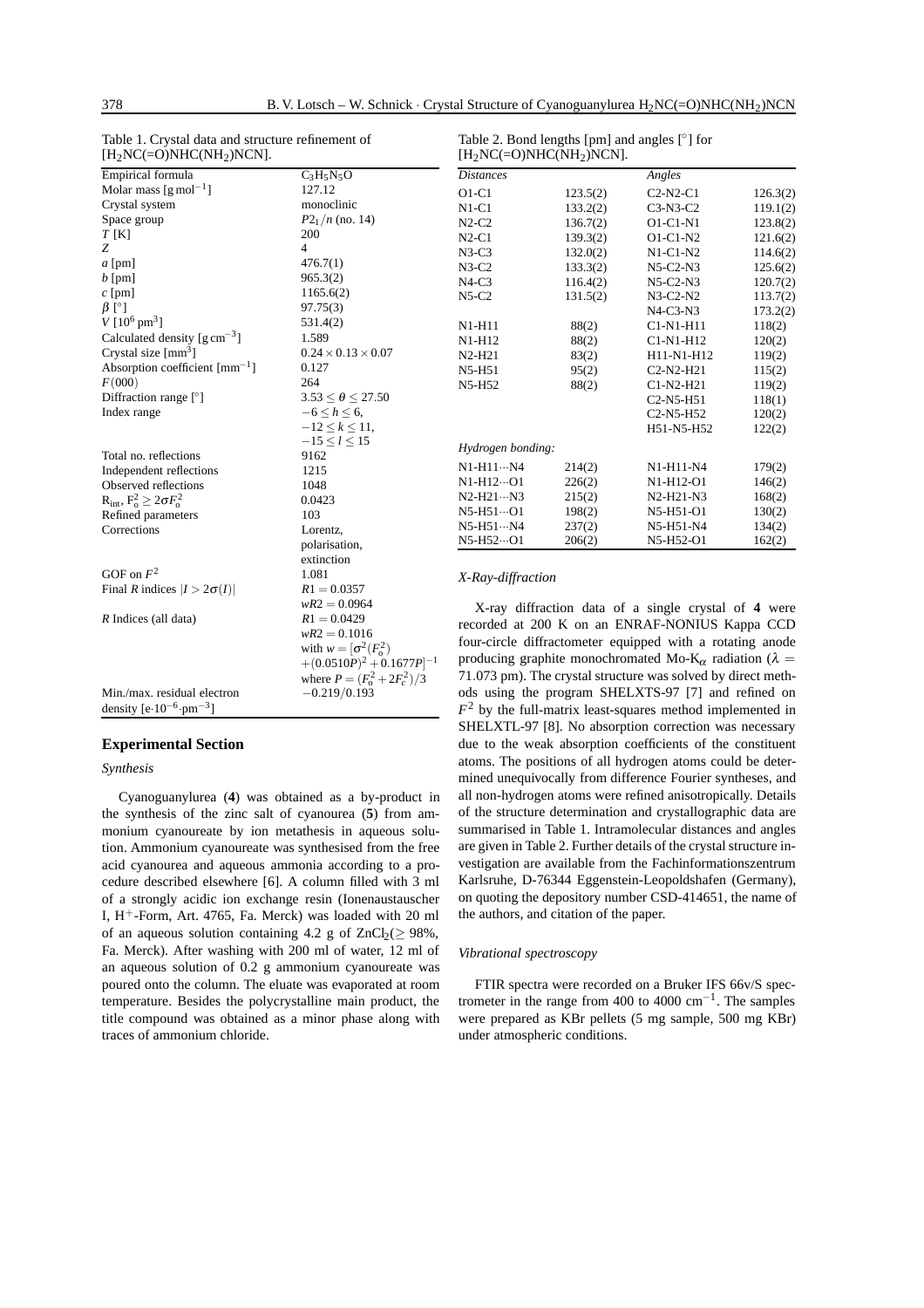Table 1. Crystal data and structure refinement of $[H_2NC(=O)NHC(NH_2)NCN]$.

| | |
|---|---|
| Empirical formula | $C_3H_5N_5O$ |
| Molar mass [g mol$^{-1}$] | 127.12 |
| Crystal system | monoclinic |
| Space group | $P2_1/n$ (no. 14) |
| $T$ [K] | 200 |
| $Z$ | 4 |
| $a$ [pm] | 476.7(1) |
| $b$ [pm] | 965.3(2) |
| $c$ [pm] | 1165.6(2) |
| $\beta$ [°] | 97.75(3) |
| $V$ [$10^6$ pm$^3$] | 531.4(2) |
| Calculated density [g cm$^{-3}$] | 1.589 |
| Crystal size [mm$^3$] | $0.24 \times 0.13 \times 0.07$ |
| Absorption coefficient [mm$^{-1}$] | 0.127 |
| $F(000)$ | 264 |
| Diffraction range [°] | $3.53 \le \theta \le 27.50$ |
| Index range | $-6 \le h \le 6$, $-12 \le k \le 11$, $-15 \le l \le 15$ |
| Total no. reflections | 9162 |
| Independent reflections | 1215 |
| Observed reflections | 1048 |
| $R_{int}$, $F_o^2 \ge 2\sigma F_o^2$ | 0.0423 |
| Refined parameters | 103 |
| Corrections | Lorentz, polarisation, extinction |
| GOF on $F^2$ | 1.081 |
| Final $R$ indices $[I > 2\sigma(I)]$ | $R1 = 0.0357$, $wR2 = 0.0964$ |
| $R$ Indices (all data) | $R1 = 0.0429$, $wR2 = 0.1016$, with $w = [\sigma^2(F_o^2) + (0.0510P)^2 + 0.1677P]^{-1}$ where $P = (F_o^2 + 2F_c^2)/3$ |
| Min./max. residual electron density [e$\cdot 10^{-6}\cdot$pm$^{-3}$] | $-0.219/0.193$ |

Table 2. Bond lengths [pm] and angles [°] for $[H_2NC(=O)NHC(NH_2)NCN]$.

| *Distances* | | *Angles* | |
|---|---|---|---|
| O1-C1 | 123.5(2) | C2-N2-C1 | 126.3(2) |
| N1-C1 | 133.2(2) | C3-N3-C2 | 119.1(2) |
| N2-C2 | 136.7(2) | O1-C1-N1 | 123.8(2) |
| N2-C1 | 139.3(2) | O1-C1-N2 | 121.6(2) |
| N3-C3 | 132.0(2) | N1-C1-N2 | 114.6(2) |
| N3-C2 | 133.3(2) | N5-C2-N3 | 125.6(2) |
| N4-C3 | 116.4(2) | N5-C2-N3 | 120.7(2) |
| N5-C2 | 131.5(2) | N3-C2-N2 | 113.7(2) |
| | | N4-C3-N3 | 173.2(2) |
| N1-H11 | 88(2) | C1-N1-H11 | 118(2) |
| N1-H12 | 88(2) | C1-N1-H12 | 120(2) |
| N2-H21 | 83(2) | H11-N1-H12 | 119(2) |
| N5-H51 | 95(2) | C2-N2-H21 | 115(2) |
| N5-H52 | 88(2) | C1-N2-H21 | 119(2) |
| | | C2-N5-H51 | 118(1) |
| | | C2-N5-H52 | 120(2) |
| | | H51-N5-H52 | 122(2) |
| *Hydrogen bonding:* | | | |
| N1-H11···N4 | 214(2) | N1-H11-N4 | 179(2) |
| N1-H12···O1 | 226(2) | N1-H12-O1 | 146(2) |
| N2-H21···N3 | 215(2) | N2-H21-N3 | 168(2) |
| N5-H51···O1 | 198(2) | N5-H51-O1 | 130(2) |
| N5-H51···N4 | 237(2) | N5-H51-N4 | 134(2) |
| N5-H52···O1 | 206(2) | N5-H52-O1 | 162(2) |

## Experimental Section

### *Synthesis*

Cyanoguanylurea (**4**) was obtained as a by-product in the synthesis of the zinc salt of cyanourea (**5**) from ammonium cyanoureate by ion metathesis in aqueous solution. Ammonium cyanoureate was synthesised from the free acid cyanourea and aqueous ammonia according to a procedure described elsewhere [6]. A column filled with 3 ml of a strongly acidic ion exchange resin (Ionenaustauscher I, $H^+$-Form, Art. 4765, Fa. Merck) was loaded with 20 ml of an aqueous solution containing 4.2 g of $ZnCl_2$($\ge$ 98%, Fa. Merck). After washing with 200 ml of water, 12 ml of an aqueous solution of 0.2 g ammonium cyanoureate was poured onto the column. The eluate was evaporated at room temperature. Besides the polycrystalline main product, the title compound was obtained as a minor phase along with traces of ammonium chloride.

### *X-Ray-diffraction*

X-ray diffraction data of a single crystal of **4** were recorded at 200 K on an ENRAF-NONIUS Kappa CCD four-circle diffractometer equipped with a rotating anode producing graphite monochromated Mo-$K_\alpha$ radiation ($\lambda$ = 71.073 pm). The crystal structure was solved by direct methods using the program SHELXTS-97 [7] and refined on $F^2$ by the full-matrix least-squares method implemented in SHELXTL-97 [8]. No absorption correction was necessary due to the weak absorption coefficients of the constituent atoms. The positions of all hydrogen atoms could be determined unequivocally from difference Fourier syntheses, and all non-hydrogen atoms were refined anisotropically. Details of the structure determination and crystallographic data are summarised in Table 1. Intramolecular distances and angles are given in Table 2. Further details of the crystal structure investigation are available from the Fachinformationszentrum Karlsruhe, D-76344 Eggenstein-Leopoldshafen (Germany), on quoting the depository number CSD-414651, the name of the authors, and citation of the paper.

### *Vibrational spectroscopy*

FTIR spectra were recorded on a Bruker IFS 66v/S spectrometer in the range from 400 to 4000 cm$^{-1}$. The samples were prepared as KBr pellets (5 mg sample, 500 mg KBr) under atmospheric conditions.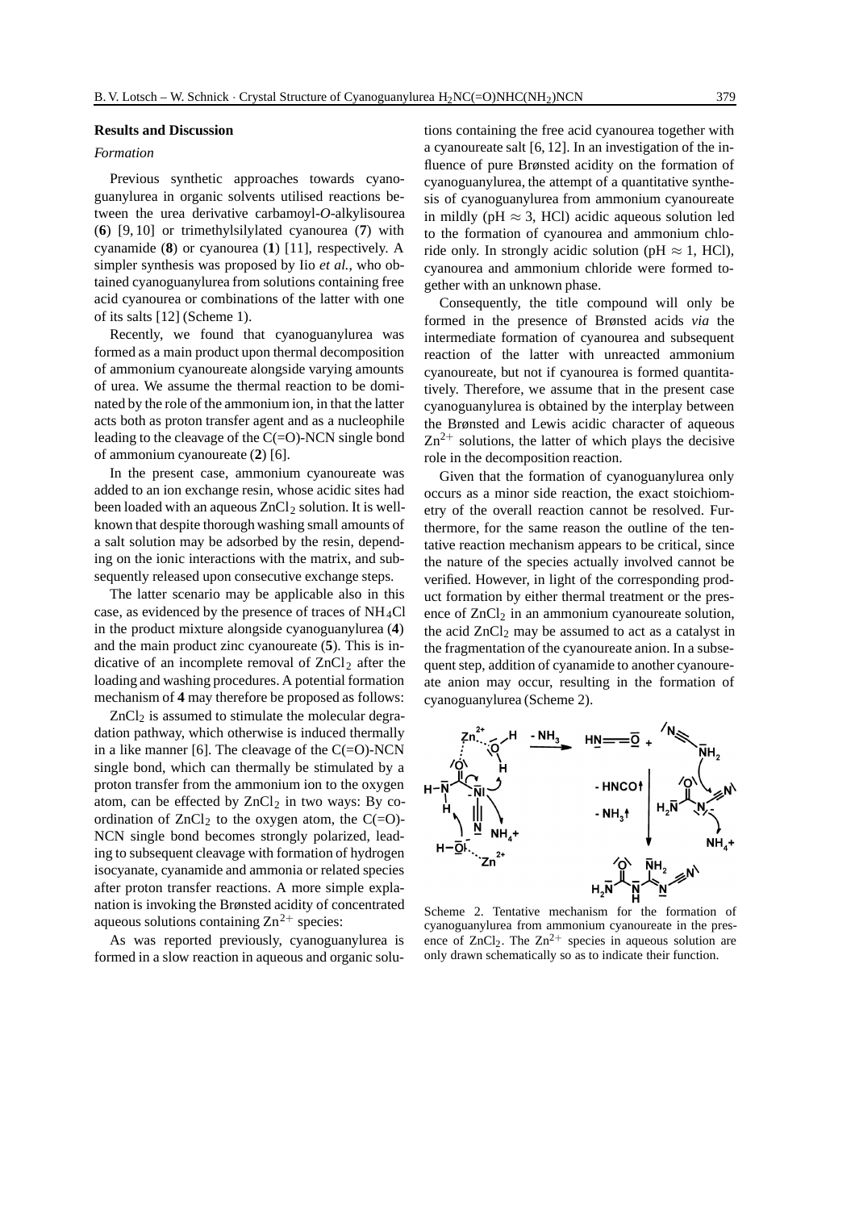## Results and Discussion

### *Formation*

Previous synthetic approaches towards cyanoguanylurea in organic solvents utilised reactions between the urea derivative carbamoyl-*O*-alkylisourea (**6**) [9, 10] or trimethylsilylated cyanourea (**7**) with cyanamide (**8**) or cyanourea (**1**) [11], respectively. A simpler synthesis was proposed by Iio *et al.*, who obtained cyanoguanylurea from solutions containing free acid cyanourea or combinations of the latter with one of its salts [12] (Scheme 1).

Recently, we found that cyanoguanylurea was formed as a main product upon thermal decomposition of ammonium cyanoureate alongside varying amounts of urea. We assume the thermal reaction to be dominated by the role of the ammonium ion, in that the latter acts both as proton transfer agent and as a nucleophile leading to the cleavage of the C(=O)-NCN single bond of ammonium cyanoureate (**2**) [6].

In the present case, ammonium cyanoureate was added to an ion exchange resin, whose acidic sites had been loaded with an aqueous $ZnCl_2$ solution. It is well-known that despite thorough washing small amounts of a salt solution may be adsorbed by the resin, depending on the ionic interactions with the matrix, and subsequently released upon consecutive exchange steps.

The latter scenario may be applicable also in this case, as evidenced by the presence of traces of $NH_4Cl$ in the product mixture alongside cyanoguanylurea (**4**) and the main product zinc cyanoureate (**5**). This is indicative of an incomplete removal of $ZnCl_2$ after the loading and washing procedures. A potential formation mechanism of **4** may therefore be proposed as follows:

$ZnCl_2$ is assumed to stimulate the molecular degradation pathway, which otherwise is induced thermally in a like manner [6]. The cleavage of the C(=O)-NCN single bond, which can thermally be stimulated by a proton transfer from the ammonium ion to the oxygen atom, can be effected by $ZnCl_2$ in two ways: By coordination of $ZnCl_2$ to the oxygen atom, the C(=O)-NCN single bond becomes strongly polarized, leading to subsequent cleavage with formation of hydrogen isocyanate, cyanamide and ammonia or related species after proton transfer reactions. A more simple explanation is invoking the Brønsted acidity of concentrated aqueous solutions containing $Zn^{2+}$ species:

As was reported previously, cyanoguanylurea is formed in a slow reaction in aqueous and organic solutions containing the free acid cyanourea together with a cyanoureate salt [6, 12]. In an investigation of the influence of pure Brønsted acidity on the formation of cyanoguanylurea, the attempt of a quantitative synthesis of cyanoguanylurea from ammonium cyanoureate in mildly (pH $\approx$ 3, HCl) acidic aqueous solution led to the formation of cyanourea and ammonium chloride only. In strongly acidic solution (pH $\approx$ 1, HCl), cyanourea and ammonium chloride were formed together with an unknown phase.

Consequently, the title compound will only be formed in the presence of Brønsted acids *via* the intermediate formation of cyanourea and subsequent reaction of the latter with unreacted ammonium cyanoureate, but not if cyanourea is formed quantitatively. Therefore, we assume that in the present case cyanoguanylurea is obtained by the interplay between the Brønsted and Lewis acidic character of aqueous $Zn^{2+}$ solutions, the latter of which plays the decisive role in the decomposition reaction.

Given that the formation of cyanoguanylurea only occurs as a minor side reaction, the exact stoichiometry of the overall reaction cannot be resolved. Furthermore, for the same reason the outline of the tentative reaction mechanism appears to be critical, since the nature of the species actually involved cannot be verified. However, in light of the corresponding product formation by either thermal treatment or the presence of $ZnCl_2$ in an ammonium cyanoureate solution, the acid $ZnCl_2$ may be assumed to act as a catalyst in the fragmentation of the cyanoureate anion. In a subsequent step, addition of cyanamide to another cyanoureate anion may occur, resulting in the formation of cyanoguanylurea (Scheme 2).

Scheme 2. Tentative mechanism for the formation of cyanoguanylurea from ammonium cyanoureate in the presence of $ZnCl_2$. The $Zn^{2+}$ species in aqueous solution are only drawn schematically so as to indicate their function.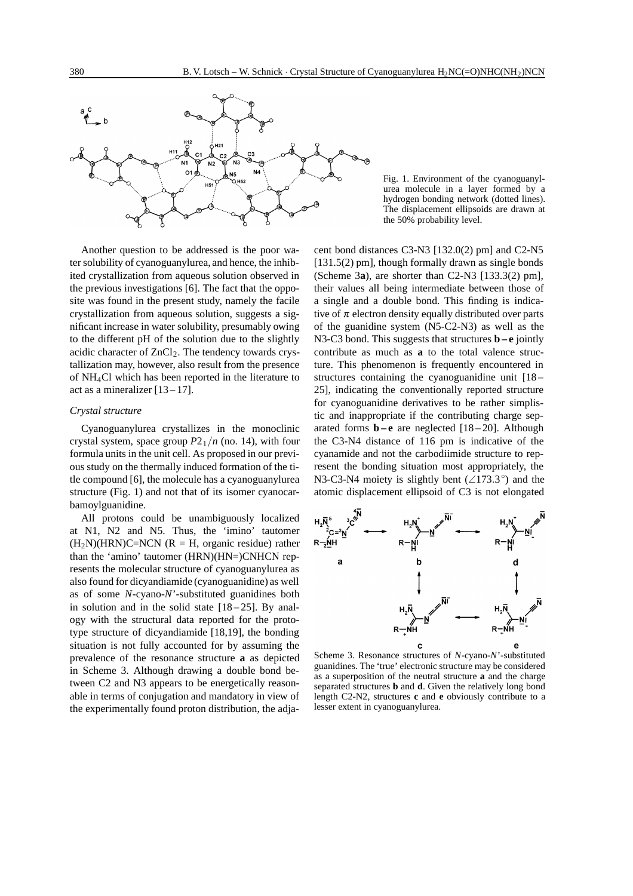Fig. 1. Environment of the cyanoguanylurea molecule in a layer formed by a hydrogen bonding network (dotted lines). The displacement ellipsoids are drawn at the 50% probability level.

Another question to be addressed is the poor water solubility of cyanoguanylurea, and hence, the inhibited crystallization from aqueous solution observed in the previous investigations [6]. The fact that the opposite was found in the present study, namely the facile crystallization from aqueous solution, suggests a significant increase in water solubility, presumably owing to the different pH of the solution due to the slightly acidic character of $ZnCl_2$. The tendency towards crystallization may, however, also result from the presence of $NH_4Cl$ which has been reported in the literature to act as a mineralizer [13–17].

### *Crystal structure*

Cyanoguanylurea crystallizes in the monoclinic crystal system, space group $P2_1/n$ (no. 14), with four formula units in the unit cell. As proposed in our previous study on the thermally induced formation of the title compound [6], the molecule has a cyanoguanylurea structure (Fig. 1) and not that of its isomer cyanocarbamoylguanidine.

All protons could be unambiguously localized at N1, N2 and N5. Thus, the 'imino' tautomer $(H_2N)(HRN)C{=}NCN$ (R = H, organic residue) rather than the 'amino' tautomer (HRN)(HN=)CNHCN represents the molecular structure of cyanoguanylurea as also found for dicyandiamide (cyanoguanidine) as well as of some *N*-cyano-*N'*-substituted guanidines both in solution and in the solid state [18–25]. By analogy with the structural data reported for the prototype structure of dicyandiamide [18,19], the bonding situation is not fully accounted for by assuming the prevalence of the resonance structure **a** as depicted in Scheme 3. Although drawing a double bond between C2 and N3 appears to be energetically reasonable in terms of conjugation and mandatory in view of the experimentally found proton distribution, the adjacent bond distances C3-N3 [132.0(2) pm] and C2-N5 [131.5(2) pm], though formally drawn as single bonds (Scheme 3**a**), are shorter than C2-N3 [133.3(2) pm], their values all being intermediate between those of a single and a double bond. This finding is indicative of $\pi$ electron density equally distributed over parts of the guanidine system (N5-C2-N3) as well as the N3-C3 bond. This suggests that structures **b**–**e** jointly contribute as much as **a** to the total valence structure. This phenomenon is frequently encountered in structures containing the cyanoguanidine unit [18–25], indicating the conventionally reported structure for cyanoguanidine derivatives to be rather simplistic and inappropriate if the contributing charge separated forms **b**–**e** are neglected [18–20]. Although the C3-N4 distance of 116 pm is indicative of the cyanamide and not the carbodiimide structure to represent the bonding situation most appropriately, the N3-C3-N4 moiety is slightly bent ($\angle 173.3^\circ$) and the atomic displacement ellipsoid of C3 is not elongated

Scheme 3. Resonance structures of *N*-cyano-*N'*-substituted guanidines. The 'true' electronic structure may be considered as a superposition of the neutral structure **a** and the charge separated structures **b** and **d**. Given the relatively long bond length C2-N2, structures **c** and **e** obviously contribute to a lesser extent in cyanoguanylurea.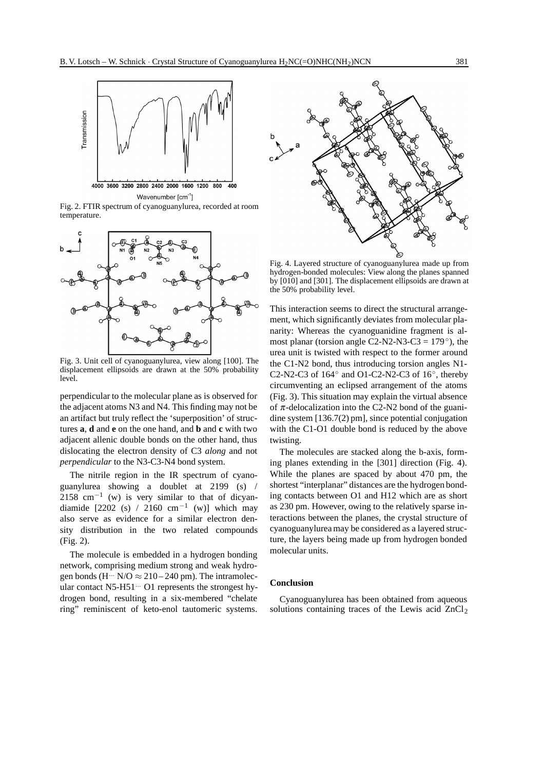Fig. 2. FTIR spectrum of cyanoguanylurea, recorded at room temperature.

Fig. 3. Unit cell of cyanoguanylurea, view along [100]. The displacement ellipsoids are drawn at the 50% probability level.

perpendicular to the molecular plane as is observed for the adjacent atoms N3 and N4. This finding may not be an artifact but truly reflect the 'superposition' of structures **a**, **d** and **e** on the one hand, and **b** and **c** with two adjacent allenic double bonds on the other hand, thus dislocating the electron density of C3 *along* and not *perpendicular* to the N3-C3-N4 bond system.

The nitrile region in the IR spectrum of cyanoguanylurea showing a doublet at 2199 (s) / 2158 $cm^{-1}$ (w) is very similar to that of dicyandiamide [2202 (s) / 2160 $cm^{-1}$ (w)] which may also serve as evidence for a similar electron density distribution in the two related compounds (Fig. 2).

The molecule is embedded in a hydrogen bonding network, comprising medium strong and weak hydrogen bonds (H··· N/O $\approx$ 210 – 240 pm). The intramolecular contact N5-H51··· O1 represents the strongest hydrogen bond, resulting in a six-membered "chelate ring" reminiscent of keto-enol tautomeric systems. This interaction seems to direct the structural arrangement, which significantly deviates from molecular planarity: Whereas the cyanoguanidine fragment is almost planar (torsion angle C2-N2-N3-C3 = 179°), the urea unit is twisted with respect to the former around the C1-N2 bond, thus introducing torsion angles N1-C2-N2-C3 of 164° and O1-C2-N2-C3 of 16°, thereby circumventing an eclipsed arrangement of the atoms (Fig. 3). This situation may explain the virtual absence of $\pi$-delocalization into the C2-N2 bond of the guanidine system [136.7(2) pm], since potential conjugation with the C1-O1 double bond is reduced by the above twisting.

Fig. 4. Layered structure of cyanoguanylurea made up from hydrogen-bonded molecules: View along the planes spanned by [010] and [301]. The displacement ellipsoids are drawn at the 50% probability level.

The molecules are stacked along the b-axis, forming planes extending in the [301] direction (Fig. 4). While the planes are spaced by about 470 pm, the shortest "interplanar" distances are the hydrogen bonding contacts between O1 and H12 which are as short as 230 pm. However, owing to the relatively sparse interactions between the planes, the crystal structure of cyanoguanylurea may be considered as a layered structure, the layers being made up from hydrogen bonded molecular units.

## Conclusion

Cyanoguanylurea has been obtained from aqueous solutions containing traces of the Lewis acid $ZnCl_2$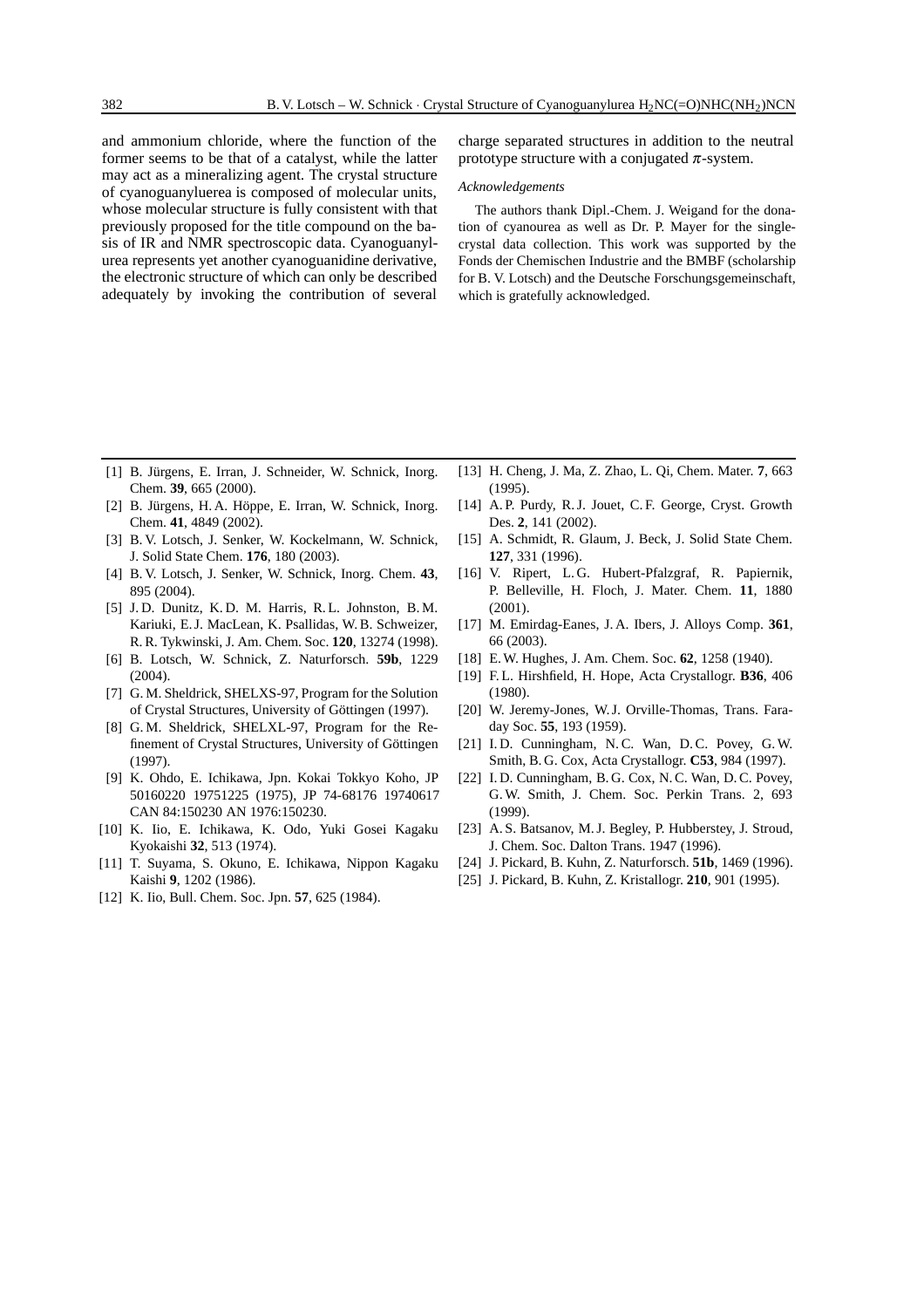and ammonium chloride, where the function of the former seems to be that of a catalyst, while the latter may act as a mineralizing agent. The crystal structure of cyanoguanyluerea is composed of molecular units, whose molecular structure is fully consistent with that previously proposed for the title compound on the basis of IR and NMR spectroscopic data. Cyanoguanylurea represents yet another cyanoguanidine derivative, the electronic structure of which can only be described adequately by invoking the contribution of several charge separated structures in addition to the neutral prototype structure with a conjugated $\pi$-system.

*Acknowledgements*

The authors thank Dipl.-Chem. J. Weigand for the donation of cyanourea as well as Dr. P. Mayer for the single-crystal data collection. This work was supported by the Fonds der Chemischen Industrie and the BMBF (scholarship for B. V. Lotsch) and the Deutsche Forschungsgemeinschaft, which is gratefully acknowledged.

[1] B. Jürgens, E. Irran, J. Schneider, W. Schnick, Inorg. Chem. **39**, 665 (2000).

[2] B. Jürgens, H. A. Höppe, E. Irran, W. Schnick, Inorg. Chem. **41**, 4849 (2002).

[3] B. V. Lotsch, J. Senker, W. Kockelmann, W. Schnick, J. Solid State Chem. **176**, 180 (2003).

[4] B. V. Lotsch, J. Senker, W. Schnick, Inorg. Chem. **43**, 895 (2004).

[5] J. D. Dunitz, K. D. M. Harris, R. L. Johnston, B. M. Kariuki, E. J. MacLean, K. Psallidas, W. B. Schweizer, R. R. Tykwinski, J. Am. Chem. Soc. **120**, 13274 (1998).

[6] B. Lotsch, W. Schnick, Z. Naturforsch. **59b**, 1229 (2004).

[7] G. M. Sheldrick, SHELXS-97, Program for the Solution of Crystal Structures, University of Göttingen (1997).

[8] G. M. Sheldrick, SHELXL-97, Program for the Refinement of Crystal Structures, University of Göttingen (1997).

[9] K. Ohdo, E. Ichikawa, Jpn. Kokai Tokkyo Koho, JP 50160220 19751225 (1975), JP 74-68176 19740617 CAN 84:150230 AN 1976:150230.

[10] K. Iio, E. Ichikawa, K. Odo, Yuki Gosei Kagaku Kyokaishi **32**, 513 (1974).

[11] T. Suyama, S. Okuno, E. Ichikawa, Nippon Kagaku Kaishi **9**, 1202 (1986).

[12] K. Iio, Bull. Chem. Soc. Jpn. **57**, 625 (1984).

[13] H. Cheng, J. Ma, Z. Zhao, L. Qi, Chem. Mater. **7**, 663 (1995).

[14] A. P. Purdy, R. J. Jouet, C. F. George, Cryst. Growth Des. **2**, 141 (2002).

[15] A. Schmidt, R. Glaum, J. Beck, J. Solid State Chem. **127**, 331 (1996).

[16] V. Ripert, L. G. Hubert-Pfalzgraf, R. Papiernik, P. Belleville, H. Floch, J. Mater. Chem. **11**, 1880 (2001).

[17] M. Emirdag-Eanes, J. A. Ibers, J. Alloys Comp. **361**, 66 (2003).

[18] E. W. Hughes, J. Am. Chem. Soc. **62**, 1258 (1940).

[19] F. L. Hirshfield, H. Hope, Acta Crystallogr. **B36**, 406 (1980).

[20] W. Jeremy-Jones, W. J. Orville-Thomas, Trans. Faraday Soc. **55**, 193 (1959).

[21] I. D. Cunningham, N. C. Wan, D. C. Povey, G. W. Smith, B. G. Cox, Acta Crystallogr. **C53**, 984 (1997).

[22] I. D. Cunningham, B. G. Cox, N. C. Wan, D. C. Povey, G. W. Smith, J. Chem. Soc. Perkin Trans. 2, 693 (1999).

[23] A. S. Batsanov, M. J. Begley, P. Hubberstey, J. Stroud, J. Chem. Soc. Dalton Trans. 1947 (1996).

[24] J. Pickard, B. Kuhn, Z. Naturforsch. **51b**, 1469 (1996).

[25] J. Pickard, B. Kuhn, Z. Kristallogr. **210**, 901 (1995).